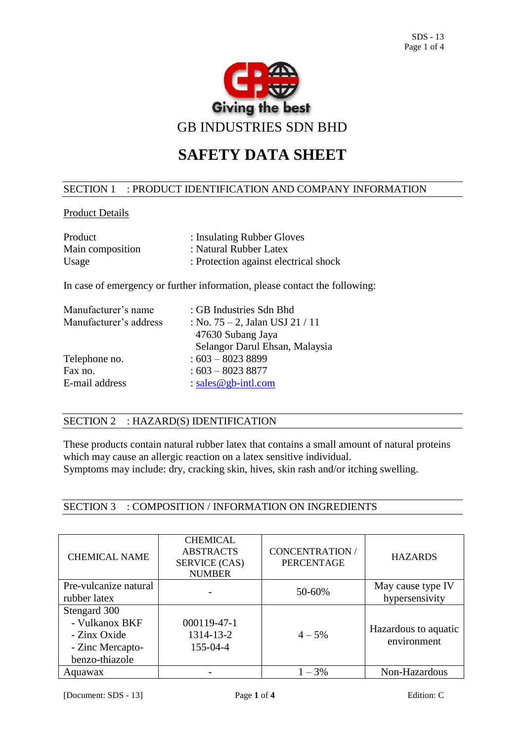Giving the best

# GB INDUSTRIES SDN BHD

# SAFETY DATA SHEET

## SECTION 1 : PRODUCT IDENTIFICATION AND COMPANY INFORMATION

Product Details

| | |
|---|---|
| Product | : Insulating Rubber Gloves |
| Main composition | : Natural Rubber Latex |
| Usage | : Protection against electrical shock |

In case of emergency or further information, please contact the following:

| | |
|---|---|
| Manufacturer's name | : GB Industries Sdn Bhd |
| Manufacturer's address | : No. 75 – 2, Jalan USJ 21 / 11<br>47630 Subang Jaya<br>Selangor Darul Ehsan, Malaysia |
| Telephone no. | : 603 – 8023 8899 |
| Fax no. | : 603 – 8023 8877 |
| E-mail address | : sales@gb-intl.com |

## SECTION 2 : HAZARD(S) IDENTIFICATION

These products contain natural rubber latex that contains a small amount of natural proteins which may cause an allergic reaction on a latex sensitive individual.
Symptoms may include: dry, cracking skin, hives, skin rash and/or itching swelling.

## SECTION 3 : COMPOSITION / INFORMATION ON INGREDIENTS

| CHEMICAL NAME | CHEMICAL ABSTRACTS SERVICE (CAS) NUMBER | CONCENTRATION / PERCENTAGE | HAZARDS |
|---|---|---|---|
| Pre-vulcanize natural rubber latex | - | 50-60% | May cause type IV hypersensivity |
| Stengard 300<br>- Vulkanox BKF<br>- Zinx Oxide<br>- Zinc Mercapto-benzo-thiazole | 000119-47-1<br>1314-13-2<br>155-04-4 | 4 – 5% | Hazardous to aquatic environment |
| Aquawax | - | 1 – 3% | Non-Hazardous |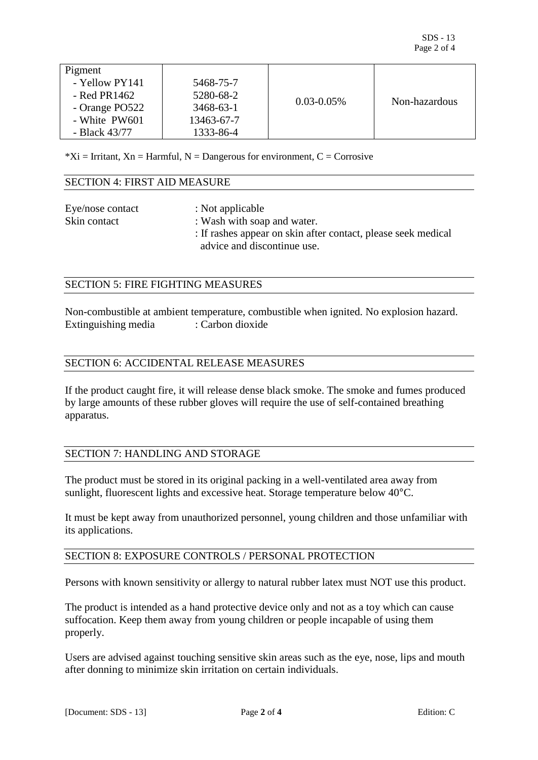| Pigment | | | |
|---|---|---|---|
| - Yellow PY141<br>- Red PR1462<br>- Orange PO522<br>- White PW601<br>- Black 43/77 | 5468-75-7<br>5280-68-2<br>3468-63-1<br>13463-67-7<br>1333-86-4 | 0.03-0.05% | Non-hazardous |

*Xi = Irritant, Xn = Harmful, N = Dangerous for environment, C = Corrosive

## SECTION 4: FIRST AID MEASURE

Eye/nose contact : Not applicable

Skin contact : Wash with soap and water.
: If rashes appear on skin after contact, please seek medical advice and discontinue use.

## SECTION 5: FIRE FIGHTING MEASURES

Non-combustible at ambient temperature, combustible when ignited. No explosion hazard.

Extinguishing media : Carbon dioxide

## SECTION 6: ACCIDENTAL RELEASE MEASURES

If the product caught fire, it will release dense black smoke. The smoke and fumes produced by large amounts of these rubber gloves will require the use of self-contained breathing apparatus.

## SECTION 7: HANDLING AND STORAGE

The product must be stored in its original packing in a well-ventilated area away from sunlight, fluorescent lights and excessive heat. Storage temperature below 40°C.

It must be kept away from unauthorized personnel, young children and those unfamiliar with its applications.

## SECTION 8: EXPOSURE CONTROLS / PERSONAL PROTECTION

Persons with known sensitivity or allergy to natural rubber latex must NOT use this product.

The product is intended as a hand protective device only and not as a toy which can cause suffocation. Keep them away from young children or people incapable of using them properly.

Users are advised against touching sensitive skin areas such as the eye, nose, lips and mouth after donning to minimize skin irritation on certain individuals.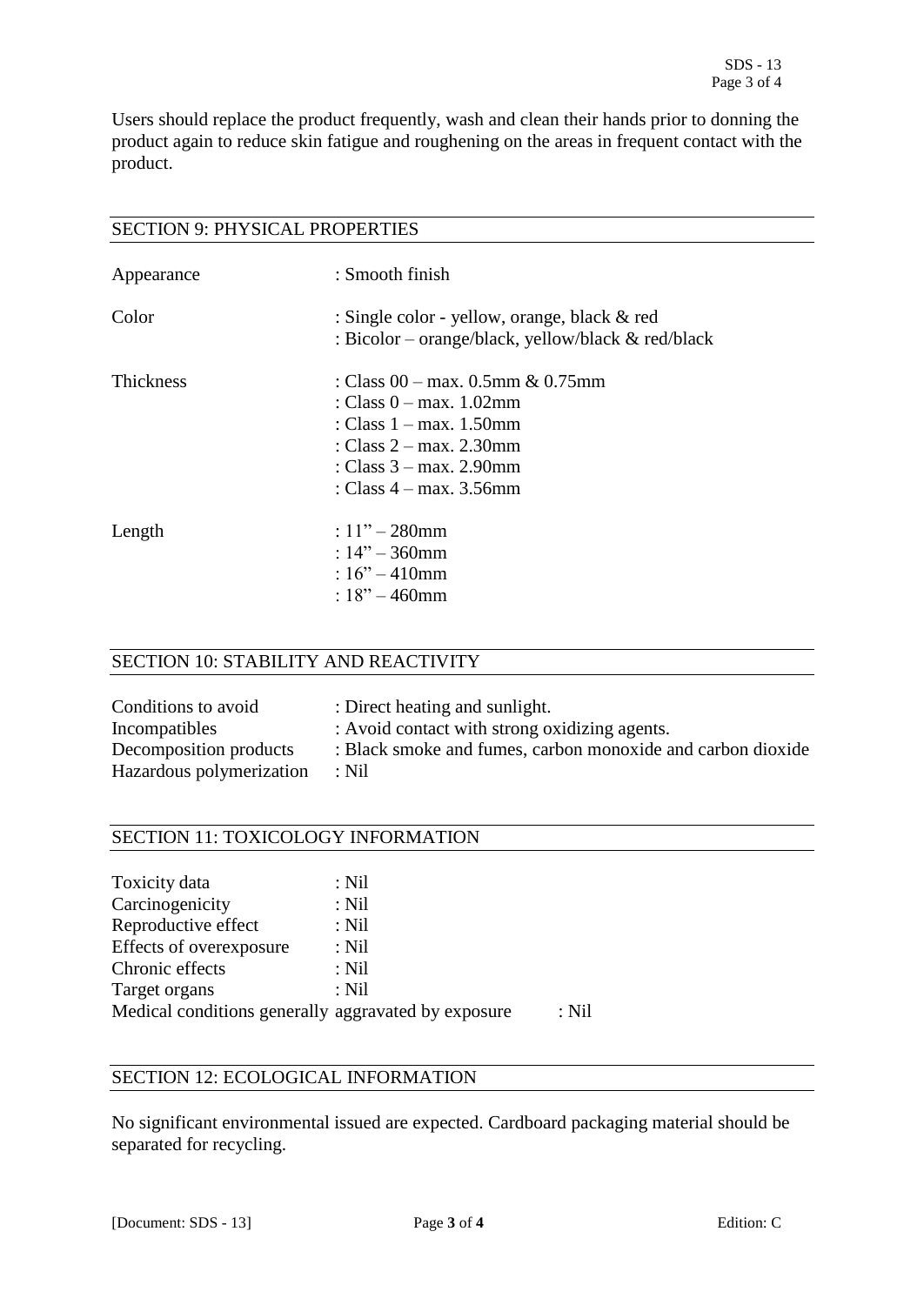Users should replace the product frequently, wash and clean their hands prior to donning the product again to reduce skin fatigue and roughening on the areas in frequent contact with the product.

## SECTION 9: PHYSICAL PROPERTIES

| | |
|---|---|
| Appearance | : Smooth finish |
| Color | : Single color - yellow, orange, black & red<br>: Bicolor – orange/black, yellow/black & red/black |
| Thickness | : Class 00 – max. 0.5mm & 0.75mm<br>: Class 0 – max. 1.02mm<br>: Class 1 – max. 1.50mm<br>: Class 2 – max. 2.30mm<br>: Class 3 – max. 2.90mm<br>: Class 4 – max. 3.56mm |
| Length | : 11" – 280mm<br>: 14" – 360mm<br>: 16" – 410mm<br>: 18" – 460mm |

## SECTION 10: STABILITY AND REACTIVITY

| | |
|---|---|
| Conditions to avoid | : Direct heating and sunlight. |
| Incompatibles | : Avoid contact with strong oxidizing agents. |
| Decomposition products | : Black smoke and fumes, carbon monoxide and carbon dioxide |
| Hazardous polymerization | : Nil |

## SECTION 11: TOXICOLOGY INFORMATION

| | |
|---|---|
| Toxicity data | : Nil |
| Carcinogenicity | : Nil |
| Reproductive effect | : Nil |
| Effects of overexposure | : Nil |
| Chronic effects | : Nil |
| Target organs | : Nil |
| Medical conditions generally aggravated by exposure | : Nil |

## SECTION 12: ECOLOGICAL INFORMATION

No significant environmental issued are expected. Cardboard packaging material should be separated for recycling.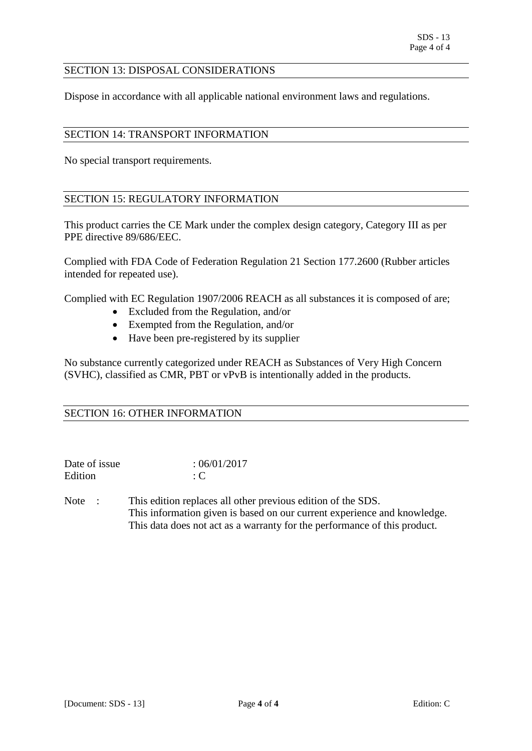## SECTION 13: DISPOSAL CONSIDERATIONS

Dispose in accordance with all applicable national environment laws and regulations.

## SECTION 14: TRANSPORT INFORMATION

No special transport requirements.

## SECTION 15: REGULATORY INFORMATION

This product carries the CE Mark under the complex design category, Category III as per PPE directive 89/686/EEC.

Complied with FDA Code of Federation Regulation 21 Section 177.2600 (Rubber articles intended for repeated use).

Complied with EC Regulation 1907/2006 REACH as all substances it is composed of are;

- Excluded from the Regulation, and/or
- Exempted from the Regulation, and/or
- Have been pre-registered by its supplier

No substance currently categorized under REACH as Substances of Very High Concern (SVHC), classified as CMR, PBT or vPvB is intentionally added in the products.

## SECTION 16: OTHER INFORMATION

Date of issue : 06/01/2017
Edition : C

Note : This edition replaces all other previous edition of the SDS.
This information given is based on our current experience and knowledge.
This data does not act as a warranty for the performance of this product.